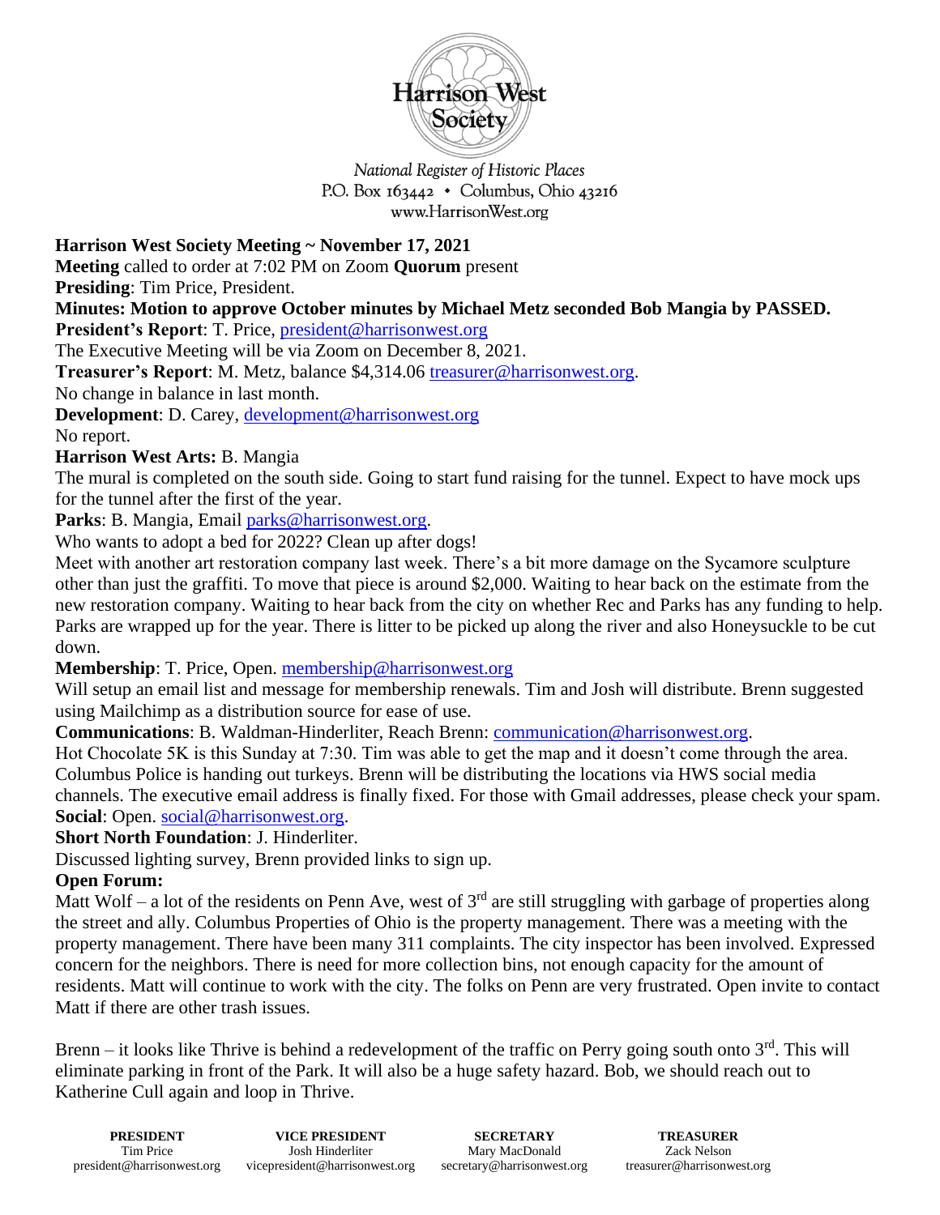Harrison West Society

*National Register of Historic Places*
*P.O. Box 163442 • Columbus, Ohio 43216*
*www.HarrisonWest.org*

**Harrison West Society Meeting ~ November 17, 2021**

**Meeting** called to order at 7:02 PM on Zoom **Quorum** present

**Presiding**: Tim Price, President.

**Minutes: Motion to approve October minutes by Michael Metz seconded Bob Mangia by PASSED.**

**President's Report**: T. Price, president@harrisonwest.org

The Executive Meeting will be via Zoom on December 8, 2021.

**Treasurer's Report**: M. Metz, balance $4,314.06 treasurer@harrisonwest.org.

No change in balance in last month.

**Development**: D. Carey, development@harrisonwest.org

No report.

**Harrison West Arts:** B. Mangia

The mural is completed on the south side. Going to start fund raising for the tunnel. Expect to have mock ups for the tunnel after the first of the year.

**Parks**: B. Mangia, Email parks@harrisonwest.org.

Who wants to adopt a bed for 2022? Clean up after dogs!

Meet with another art restoration company last week. There's a bit more damage on the Sycamore sculpture other than just the graffiti. To move that piece is around $2,000. Waiting to hear back on the estimate from the new restoration company. Waiting to hear back from the city on whether Rec and Parks has any funding to help. Parks are wrapped up for the year. There is litter to be picked up along the river and also Honeysuckle to be cut down.

**Membership**: T. Price, Open. membership@harrisonwest.org

Will setup an email list and message for membership renewals. Tim and Josh will distribute. Brenn suggested using Mailchimp as a distribution source for ease of use.

**Communications**: B. Waldman-Hinderliter, Reach Brenn: communication@harrisonwest.org.

Hot Chocolate 5K is this Sunday at 7:30. Tim was able to get the map and it doesn't come through the area. Columbus Police is handing out turkeys. Brenn will be distributing the locations via HWS social media channels. The executive email address is finally fixed. For those with Gmail addresses, please check your spam.

**Social**: Open. social@harrisonwest.org.

**Short North Foundation**: J. Hinderliter.

Discussed lighting survey, Brenn provided links to sign up.

**Open Forum:**

Matt Wolf – a lot of the residents on Penn Ave, west of 3rd are still struggling with garbage of properties along the street and ally. Columbus Properties of Ohio is the property management. There was a meeting with the property management. There have been many 311 complaints. The city inspector has been involved. Expressed concern for the neighbors. There is need for more collection bins, not enough capacity for the amount of residents. Matt will continue to work with the city. The folks on Penn are very frustrated. Open invite to contact Matt if there are other trash issues.

Brenn – it looks like Thrive is behind a redevelopment of the traffic on Perry going south onto 3rd. This will eliminate parking in front of the Park. It will also be a huge safety hazard. Bob, we should reach out to Katherine Cull again and loop in Thrive.

| **PRESIDENT** | **VICE PRESIDENT** | **SECRETARY** | **TREASURER** |
|---|---|---|---|
| Tim Price | Josh Hinderliter | Mary MacDonald | Zack Nelson |
| president@harrisonwest.org | vicepresident@harrisonwest.org | secretary@harrisonwest.org | treasurer@harrisonwest.org |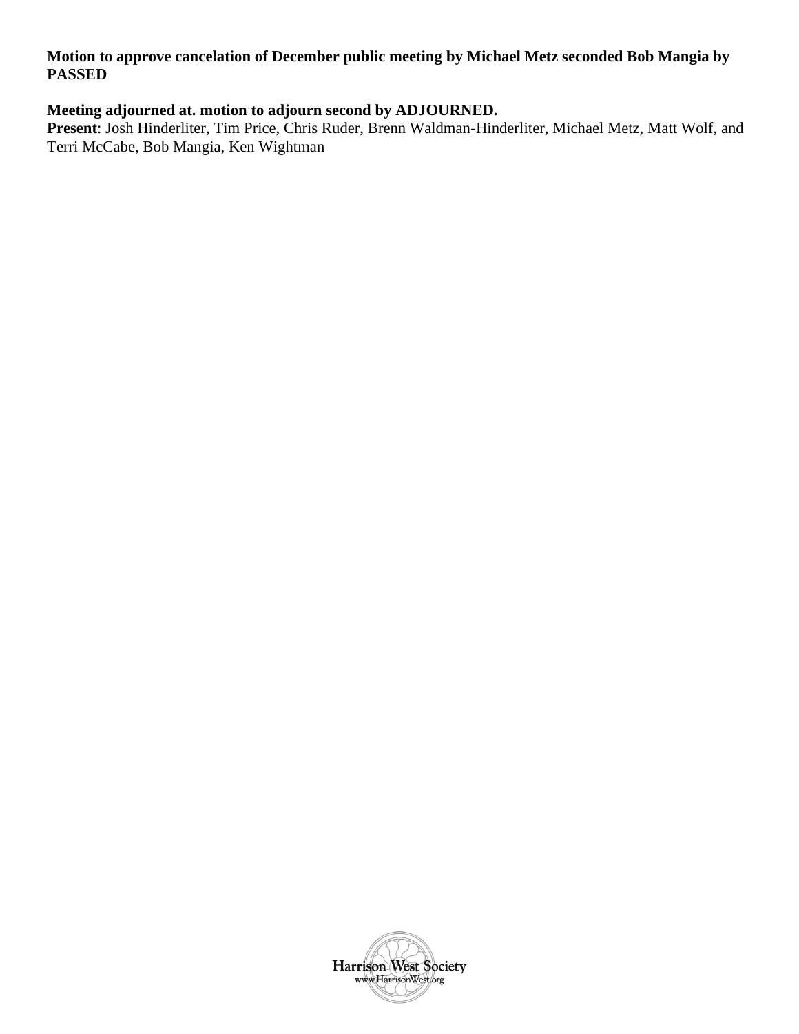**Motion to approve cancelation of December public meeting by Michael Metz seconded Bob Mangia by PASSED**

**Meeting adjourned at. motion to adjourn second by ADJOURNED.**

**Present**: Josh Hinderliter, Tim Price, Chris Ruder, Brenn Waldman-Hinderliter, Michael Metz, Matt Wolf, and Terri McCabe, Bob Mangia, Ken Wightman